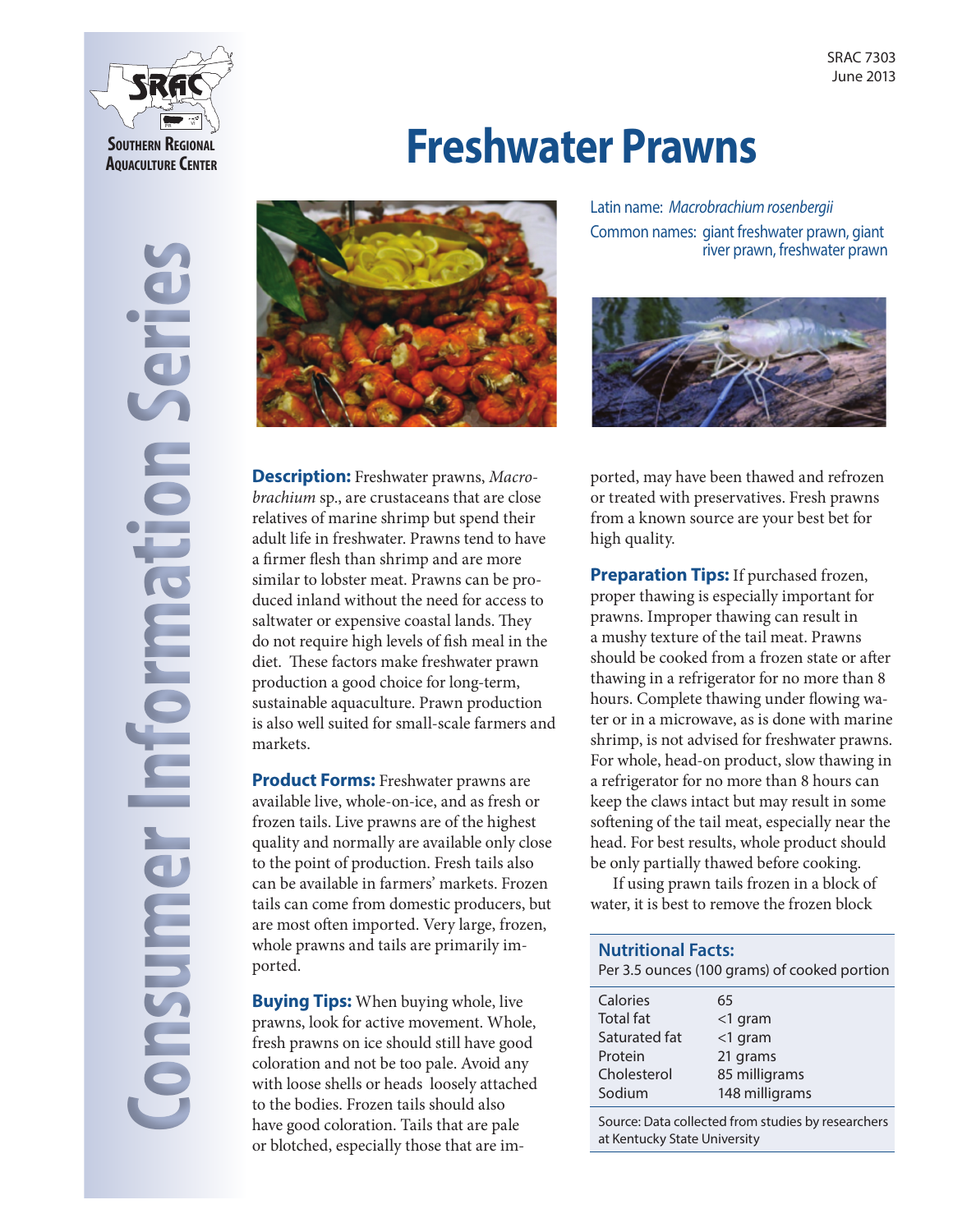SRAC 7303
June 2013

Southern Regional Aquaculture Center

Consumer Information Series

# Freshwater Prawns

Latin name: *Macrobrachium rosenbergii*
Common names: giant freshwater prawn, giant river prawn, freshwater prawn

**Description:** Freshwater prawns, *Macrobrachium* sp., are crustaceans that are close relatives of marine shrimp but spend their adult life in freshwater. Prawns tend to have a firmer flesh than shrimp and are more similar to lobster meat. Prawns can be produced inland without the need for access to saltwater or expensive coastal lands. They do not require high levels of fish meal in the diet. These factors make freshwater prawn production a good choice for long-term, sustainable aquaculture. Prawn production is also well suited for small-scale farmers and markets.

**Product Forms:** Freshwater prawns are available live, whole-on-ice, and as fresh or frozen tails. Live prawns are of the highest quality and normally are available only close to the point of production. Fresh tails also can be available in farmers' markets. Frozen tails can come from domestic producers, but are most often imported. Very large, frozen, whole prawns and tails are primarily imported.

**Buying Tips:** When buying whole, live prawns, look for active movement. Whole, fresh prawns on ice should still have good coloration and not be too pale. Avoid any with loose shells or heads loosely attached to the bodies. Frozen tails should also have good coloration. Tails that are pale or blotched, especially those that are imported, may have been thawed and refrozen or treated with preservatives. Fresh prawns from a known source are your best bet for high quality.

**Preparation Tips:** If purchased frozen, proper thawing is especially important for prawns. Improper thawing can result in a mushy texture of the tail meat. Prawns should be cooked from a frozen state or after thawing in a refrigerator for no more than 8 hours. Complete thawing under flowing water or in a microwave, as is done with marine shrimp, is not advised for freshwater prawns. For whole, head-on product, slow thawing in a refrigerator for no more than 8 hours can keep the claws intact but may result in some softening of the tail meat, especially near the head. For best results, whole product should be only partially thawed before cooking.

If using prawn tails frozen in a block of water, it is best to remove the frozen block

**Nutritional Facts:**
Per 3.5 ounces (100 grams) of cooked portion

| | |
|---|---|
| Calories | 65 |
| Total fat | <1 gram |
| Saturated fat | <1 gram |
| Protein | 21 grams |
| Cholesterol | 85 milligrams |
| Sodium | 148 milligrams |

Source: Data collected from studies by researchers at Kentucky State University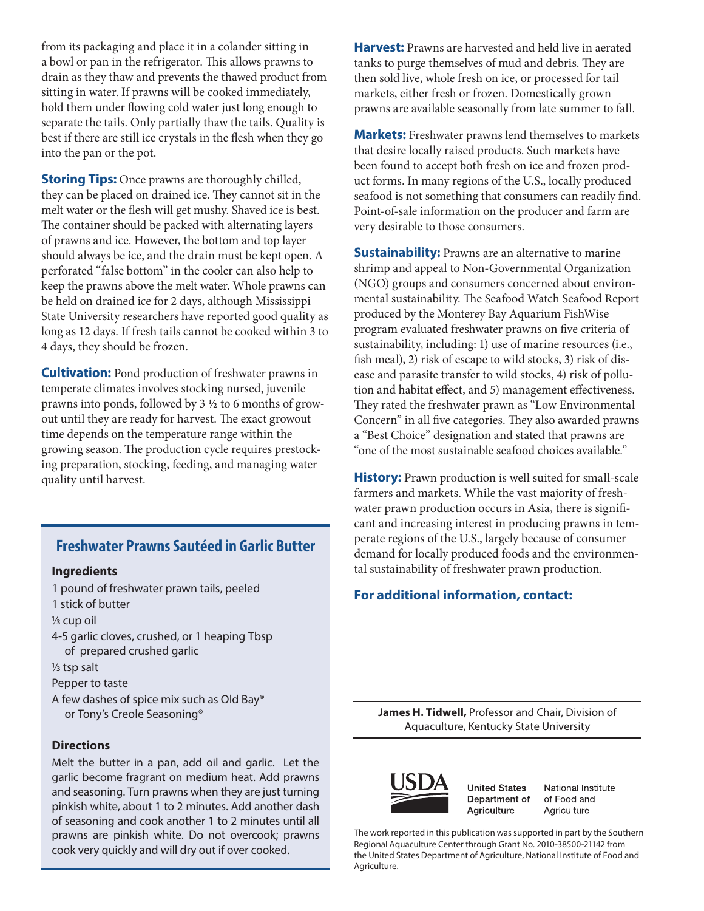from its packaging and place it in a colander sitting in a bowl or pan in the refrigerator. This allows prawns to drain as they thaw and prevents the thawed product from sitting in water. If prawns will be cooked immediately, hold them under flowing cold water just long enough to separate the tails. Only partially thaw the tails. Quality is best if there are still ice crystals in the flesh when they go into the pan or the pot.

**Storing Tips:** Once prawns are thoroughly chilled, they can be placed on drained ice. They cannot sit in the melt water or the flesh will get mushy. Shaved ice is best. The container should be packed with alternating layers of prawns and ice. However, the bottom and top layer should always be ice, and the drain must be kept open. A perforated "false bottom" in the cooler can also help to keep the prawns above the melt water. Whole prawns can be held on drained ice for 2 days, although Mississippi State University researchers have reported good quality as long as 12 days. If fresh tails cannot be cooked within 3 to 4 days, they should be frozen.

**Cultivation:** Pond production of freshwater prawns in temperate climates involves stocking nursed, juvenile prawns into ponds, followed by 3 ½ to 6 months of growout until they are ready for harvest. The exact growout time depends on the temperature range within the growing season. The production cycle requires prestocking preparation, stocking, feeding, and managing water quality until harvest.

## Freshwater Prawns Sautéed in Garlic Butter

### Ingredients

- 1 pound of freshwater prawn tails, peeled
- 1 stick of butter
- ⅓ cup oil
- 4-5 garlic cloves, crushed, or 1 heaping Tbsp of prepared crushed garlic
- ⅓ tsp salt
- Pepper to taste
- A few dashes of spice mix such as Old Bay® or Tony's Creole Seasoning®

### Directions

Melt the butter in a pan, add oil and garlic. Let the garlic become fragrant on medium heat. Add prawns and seasoning. Turn prawns when they are just turning pinkish white, about 1 to 2 minutes. Add another dash of seasoning and cook another 1 to 2 minutes until all prawns are pinkish white. Do not overcook; prawns cook very quickly and will dry out if over cooked.

**Harvest:** Prawns are harvested and held live in aerated tanks to purge themselves of mud and debris. They are then sold live, whole fresh on ice, or processed for tail markets, either fresh or frozen. Domestically grown prawns are available seasonally from late summer to fall.

**Markets:** Freshwater prawns lend themselves to markets that desire locally raised products. Such markets have been found to accept both fresh on ice and frozen product forms. In many regions of the U.S., locally produced seafood is not something that consumers can readily find. Point-of-sale information on the producer and farm are very desirable to those consumers.

**Sustainability:** Prawns are an alternative to marine shrimp and appeal to Non-Governmental Organization (NGO) groups and consumers concerned about environmental sustainability. The Seafood Watch Seafood Report produced by the Monterey Bay Aquarium FishWise program evaluated freshwater prawns on five criteria of sustainability, including: 1) use of marine resources (i.e., fish meal), 2) risk of escape to wild stocks, 3) risk of disease and parasite transfer to wild stocks, 4) risk of pollution and habitat effect, and 5) management effectiveness. They rated the freshwater prawn as "Low Environmental Concern" in all five categories. They also awarded prawns a "Best Choice" designation and stated that prawns are "one of the most sustainable seafood choices available."

**History:** Prawn production is well suited for small-scale farmers and markets. While the vast majority of freshwater prawn production occurs in Asia, there is significant and increasing interest in producing prawns in temperate regions of the U.S., largely because of consumer demand for locally produced foods and the environmental sustainability of freshwater prawn production.

**For additional information, contact:**

**James H. Tidwell,** Professor and Chair, Division of Aquaculture, Kentucky State University

USDA United States Department of Agriculture National Institute of Food and Agriculture

The work reported in this publication was supported in part by the Southern Regional Aquaculture Center through Grant No. 2010-38500-21142 from the United States Department of Agriculture, National Institute of Food and Agriculture.